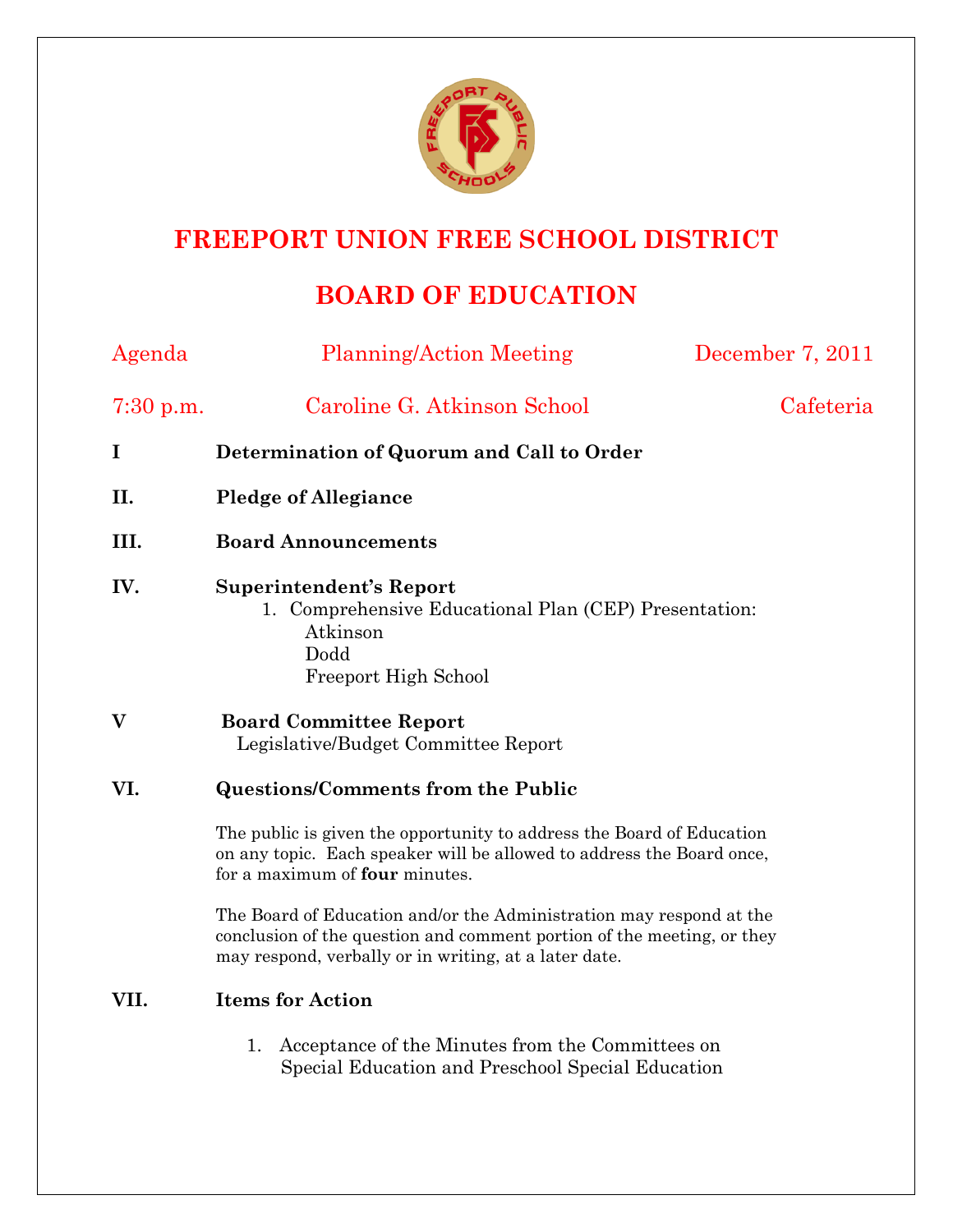# FREEPORT UNION FREE SCHOOL DISTRICT

## BOARD OF EDUCATION

Agenda — Planning/Action Meeting — December 7, 2011

7:30 p.m. — Caroline G. Atkinson School — Cafeteria

**I Determination of Quorum and Call to Order**

**II. Pledge of Allegiance**

**III. Board Announcements**

**IV. Superintendent's Report**

1. Comprehensive Educational Plan (CEP) Presentation:
   - Atkinson
   - Dodd
   - Freeport High School

**V Board Committee Report**

Legislative/Budget Committee Report

**VI. Questions/Comments from the Public**

The public is given the opportunity to address the Board of Education on any topic. Each speaker will be allowed to address the Board once, for a maximum of **four** minutes.

The Board of Education and/or the Administration may respond at the conclusion of the question and comment portion of the meeting, or they may respond, verbally or in writing, at a later date.

**VII. Items for Action**

1. Acceptance of the Minutes from the Committees on Special Education and Preschool Special Education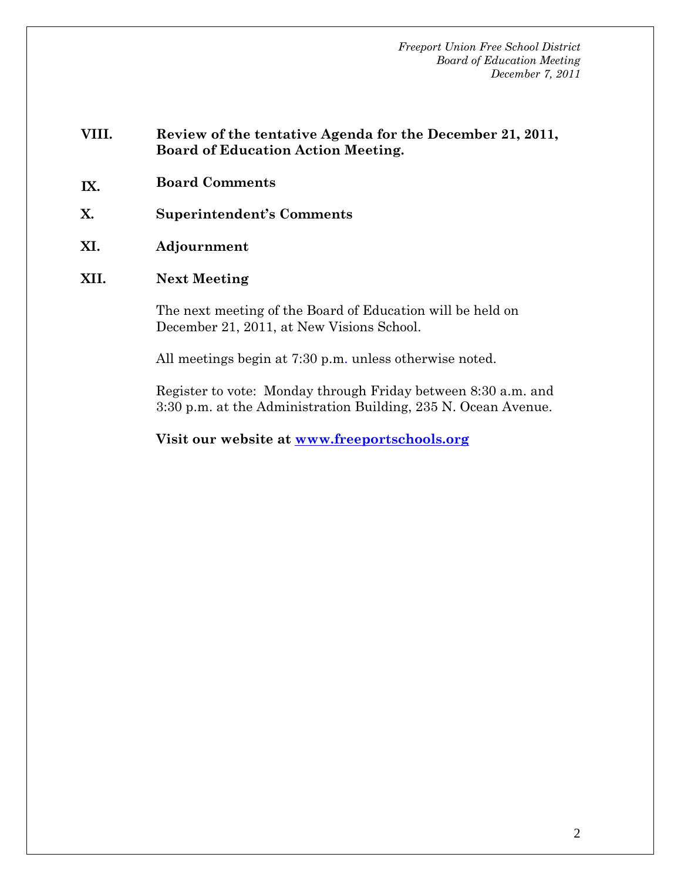**VIII. Review of the tentative Agenda for the December 21, 2011, Board of Education Action Meeting.**

**IX. Board Comments**

**X. Superintendent's Comments**

**XI. Adjournment**

**XII. Next Meeting**

The next meeting of the Board of Education will be held on December 21, 2011, at New Visions School.

All meetings begin at 7:30 p.m. unless otherwise noted.

Register to vote: Monday through Friday between 8:30 a.m. and 3:30 p.m. at the Administration Building, 235 N. Ocean Avenue.

**Visit our website at [www.freeportschools.org](http://www.freeportschools.org)**